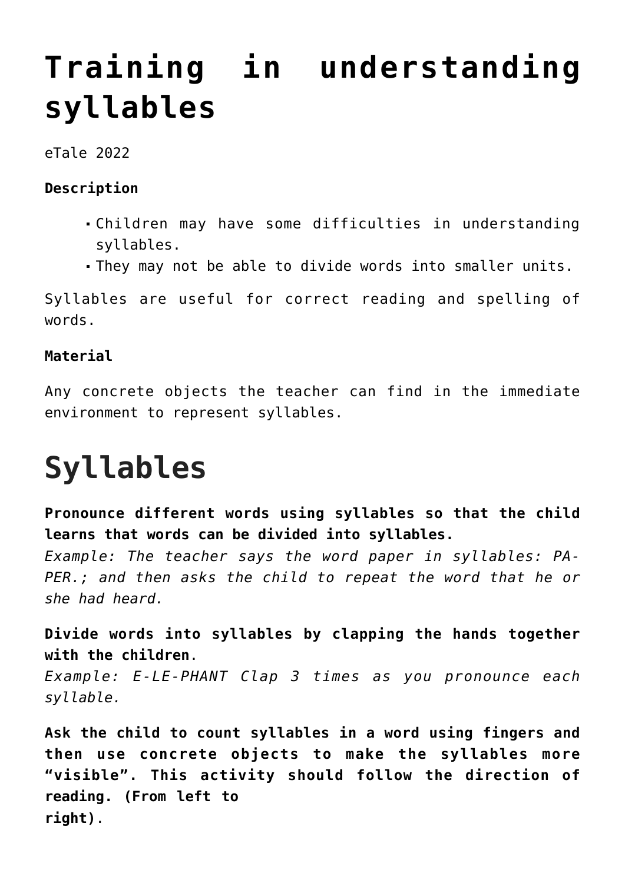# Training in understanding syllables

eTale 2022

**Description**

- Children may have some difficulties in understanding syllables.
- They may not be able to divide words into smaller units.

Syllables are useful for correct reading and spelling of words.

**Material**

Any concrete objects the teacher can find in the immediate environment to represent syllables.

# Syllables

**Pronounce different words using syllables so that the child learns that words can be divided into syllables.**
*Example: The teacher says the word paper in syllables: PA-PER.; and then asks the child to repeat the word that he or she had heard.*

**Divide words into syllables by clapping the hands together with the children**.
*Example: E-LE-PHANT Clap 3 times as you pronounce each syllable.*

**Ask the child to count syllables in a word using fingers and then use concrete objects to make the syllables more "visible". This activity should follow the direction of reading. (From left to right)**.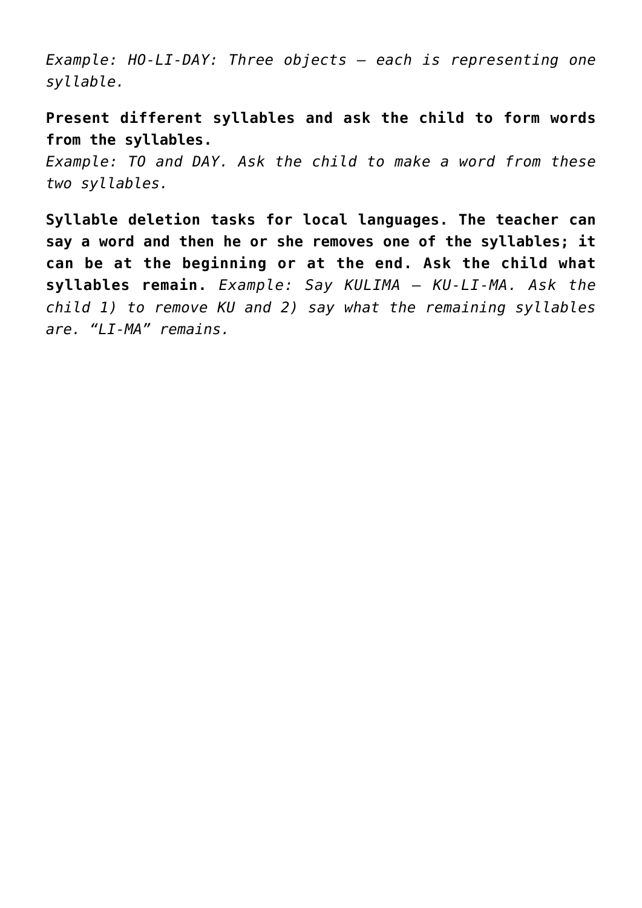*Example: HO-LI-DAY: Three objects – each is representing one syllable.*

**Present different syllables and ask the child to form words from the syllables.**
*Example: TO and DAY. Ask the child to make a word from these two syllables.*

**Syllable deletion tasks for local languages. The teacher can say a word and then he or she removes one of the syllables; it can be at the beginning or at the end. Ask the child what syllables remain.** *Example: Say KULIMA – KU-LI-MA. Ask the child 1) to remove KU and 2) say what the remaining syllables are. "LI-MA" remains.*